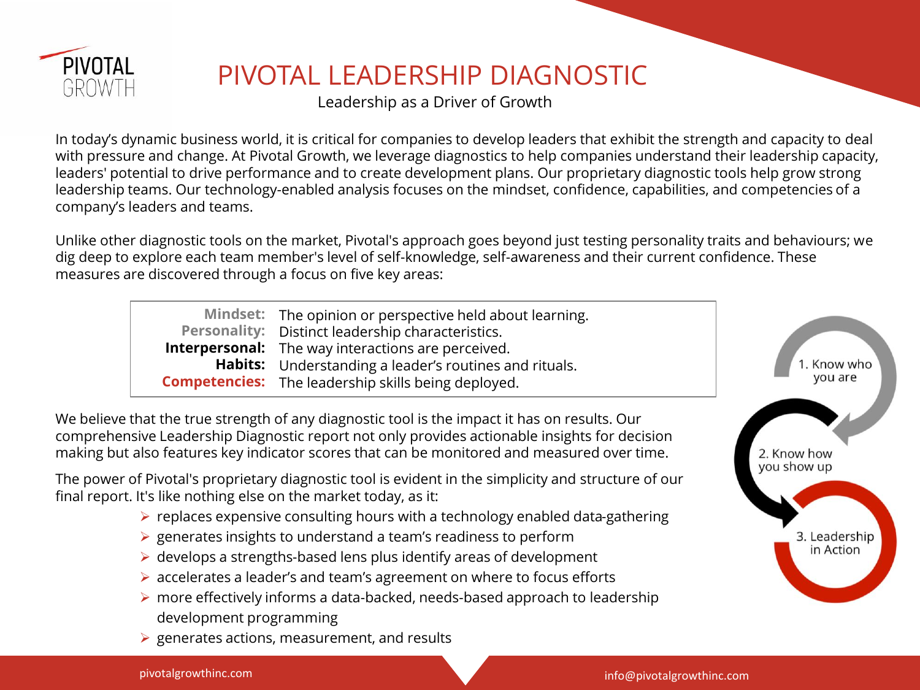PIVOTAL GROWTH

# PIVOTAL LEADERSHIP DIAGNOSTIC

Leadership as a Driver of Growth

In today's dynamic business world, it is critical for companies to develop leaders that exhibit the strength and capacity to deal with pressure and change. At Pivotal Growth, we leverage diagnostics to help companies understand their leadership capacity, leaders' potential to drive performance and to create development plans. Our proprietary diagnostic tools help grow strong leadership teams. Our technology-enabled analysis focuses on the mindset, confidence, capabilities, and competencies of a company's leaders and teams.

Unlike other diagnostic tools on the market, Pivotal's approach goes beyond just testing personality traits and behaviours; we dig deep to explore each team member's level of self-knowledge, self-awareness and their current confidence. These measures are discovered through a focus on five key areas:

| | |
|---|---|
| **Mindset:** | The opinion or perspective held about learning. |
| **Personality:** | Distinct leadership characteristics. |
| **Interpersonal:** | The way interactions are perceived. |
| **Habits:** | Understanding a leader's routines and rituals. |
| **Competencies:** | The leadership skills being deployed. |

1. Know who you are
2. Know how you show up
3. Leadership in Action

We believe that the true strength of any diagnostic tool is the impact it has on results. Our comprehensive Leadership Diagnostic report not only provides actionable insights for decision making but also features key indicator scores that can be monitored and measured over time.

The power of Pivotal's proprietary diagnostic tool is evident in the simplicity and structure of our final report. It's like nothing else on the market today, as it:

- replaces expensive consulting hours with a technology enabled data-gathering
- generates insights to understand a team's readiness to perform
- develops a strengths-based lens plus identify areas of development
- accelerates a leader's and team's agreement on where to focus efforts
- more effectively informs a data-backed, needs-based approach to leadership development programming
- generates actions, measurement, and results

pivotalgrowthinc.com info@pivotalgrowthinc.com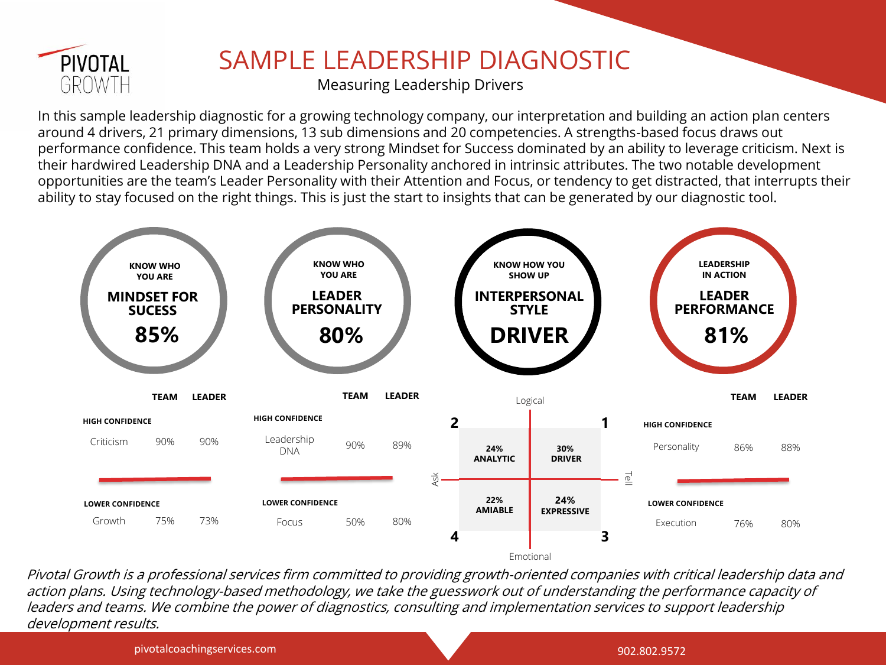# SAMPLE LEADERSHIP DIAGNOSTIC

Measuring Leadership Drivers

In this sample leadership diagnostic for a growing technology company, our interpretation and building an action plan centers around 4 drivers, 21 primary dimensions, 13 sub dimensions and 20 competencies. A strengths-based focus draws out performance confidence. This team holds a very strong Mindset for Success dominated by an ability to leverage criticism. Next is their hardwired Leadership DNA and a Leadership Personality anchored in intrinsic attributes. The two notable development opportunities are the team's Leader Personality with their Attention and Focus, or tendency to get distracted, that interrupts their ability to stay focused on the right things. This is just the start to insights that can be generated by our diagnostic tool.

## KNOW WHO YOU ARE — MINDSET FOR SUCESS 85%

| | TEAM | LEADER |
|---|---|---|
| **HIGH CONFIDENCE** | | |
| Criticism | 90% | 90% |
| **LOWER CONFIDENCE** | | |
| Growth | 75% | 73% |

## KNOW WHO YOU ARE — LEADER PERSONALITY 80%

| | TEAM | LEADER |
|---|---|---|
| **HIGH CONFIDENCE** | | |
| Leadership DNA | 90% | 89% |
| **LOWER CONFIDENCE** | | |
| Focus | 50% | 80% |

## KNOW HOW YOU SHOW UP — INTERPERSONAL STYLE DRIVER

Logical

Ask

Tell

Emotional

1 — 30% DRIVER

2 — 24% ANALYTIC

3 — 24% EXPRESSIVE

4 — 22% AMIABLE

## LEADERSHIP IN ACTION — LEADER PERFORMANCE 81%

| | TEAM | LEADER |
|---|---|---|
| **HIGH CONFIDENCE** | | |
| Personality | 86% | 88% |
| **LOWER CONFIDENCE** | | |
| Execution | 76% | 80% |

*Pivotal Growth is a professional services firm committed to providing growth-oriented companies with critical leadership data and action plans. Using technology-based methodology, we take the guesswork out of understanding the performance capacity of leaders and teams. We combine the power of diagnostics, consulting and implementation services to support leadership development results.*

pivotalcoachingservices.com

902.802.9572